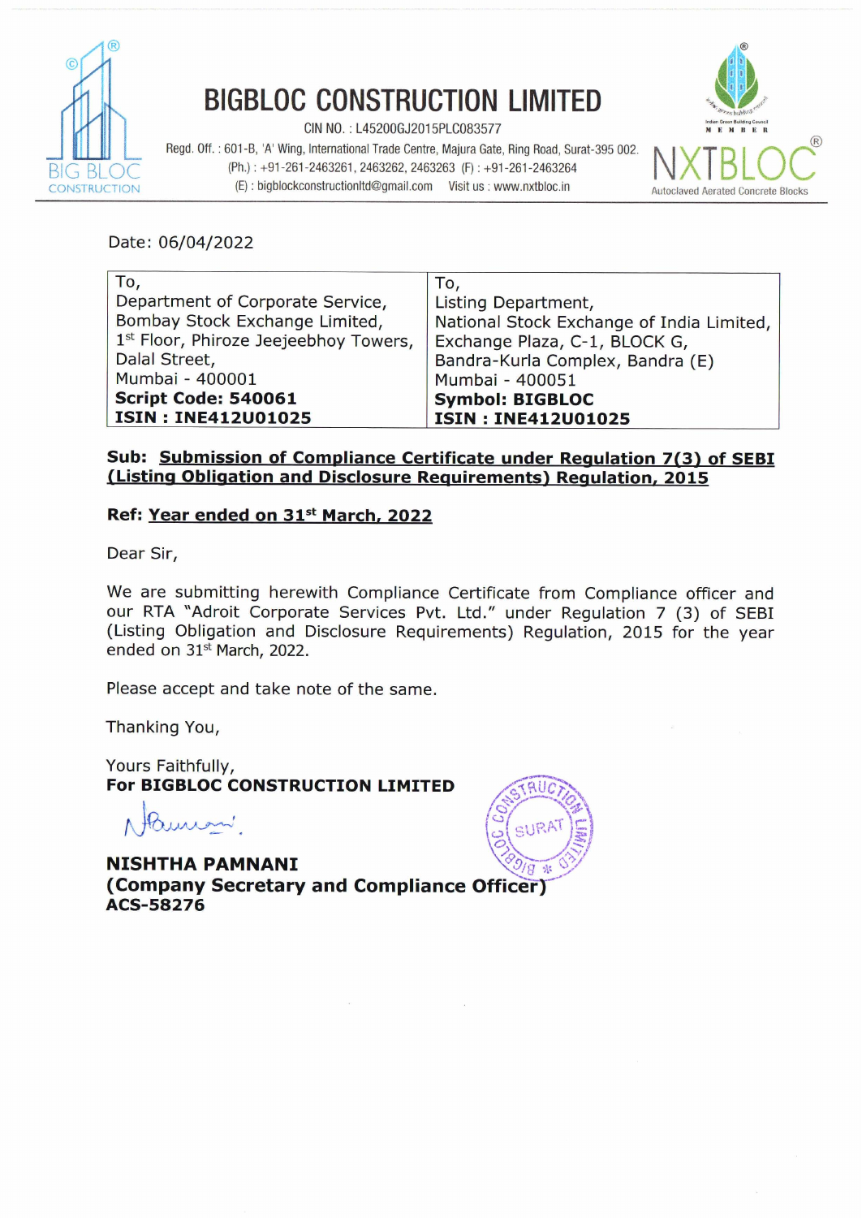# BIGBLOC CONSTRUCTION LIMITED

CIN NO. : L45200GJ2015PLC083577

Regd. Off. : 601-B, 'A' Wing, International Trade Centre, Majura Gate, Ring Road, Surat-395 002.

(Ph.) : +91-261-2463261, 2463262, 2463263 (F) : +91-261-2463264

(E) : bigblockconstructionltd@gmail.com Visit us : www.nxtbloc.in

NXTBLOC® Autoclaved Aerated Concrete Blocks

Date: 06/04/2022

| To, | To, |
|---|---|
| Department of Corporate Service, | Listing Department, |
| Bombay Stock Exchange Limited, | National Stock Exchange of India Limited, |
| 1st Floor, Phiroze Jeejeebhoy Towers, | Exchange Plaza, C-1, BLOCK G, |
| Dalal Street, | Bandra-Kurla Complex, Bandra (E) |
| Mumbai - 400001 | Mumbai - 400051 |
| **Script Code: 540061** | **Symbol: BIGBLOC** |
| **ISIN : INE412U01025** | **ISIN : INE412U01025** |

**Sub: Submission of Compliance Certificate under Regulation 7(3) of SEBI (Listing Obligation and Disclosure Requirements) Regulation, 2015**

**Ref: Year ended on 31st March, 2022**

Dear Sir,

We are submitting herewith Compliance Certificate from Compliance officer and our RTA "Adroit Corporate Services Pvt. Ltd." under Regulation 7 (3) of SEBI (Listing Obligation and Disclosure Requirements) Regulation, 2015 for the year ended on 31st March, 2022.

Please accept and take note of the same.

Thanking You,

Yours Faithfully,
**For BIGBLOC CONSTRUCTION LIMITED**

**NISHTHA PAMNANI**
**(Company Secretary and Compliance Officer)**
**ACS-58276**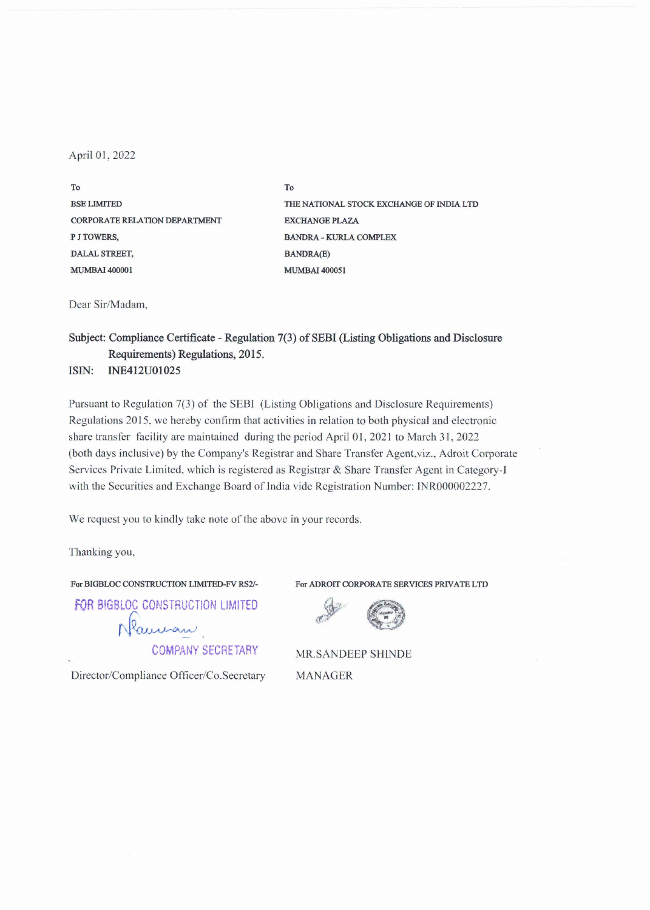April 01, 2022

To
BSE LIMITED
CORPORATE RELATION DEPARTMENT
P J TOWERS,
DALAL STREET,
MUMBAI 400001

To
THE NATIONAL STOCK EXCHANGE OF INDIA LTD
EXCHANGE PLAZA
BANDRA - KURLA COMPLEX
BANDRA(E)
MUMBAI 400051

Dear Sir/Madam,

**Subject: Compliance Certificate - Regulation 7(3) of SEBI (Listing Obligations and Disclosure Requirements) Regulations, 2015.**
**ISIN: INE412U01025**

Pursuant to Regulation 7(3) of the SEBI (Listing Obligations and Disclosure Requirements) Regulations 2015, we hereby confirm that activities in relation to both physical and electronic share transfer facility are maintained during the period April 01, 2021 to March 31, 2022 (both days inclusive) by the Company's Registrar and Share Transfer Agent,viz., Adroit Corporate Services Private Limited, which is registered as Registrar & Share Transfer Agent in Category-I with the Securities and Exchange Board of India vide Registration Number: INR000002227.

We request you to kindly take note of the above in your records.

Thanking you,

For BIGBLOC CONSTRUCTION LIMITED-FV RS2/-

FOR BIGBLOC CONSTRUCTION LIMITED

COMPANY SECRETARY

Director/Compliance Officer/Co.Secretary

For ADROIT CORPORATE SERVICES PRIVATE LTD

MR.SANDEEP SHINDE

MANAGER